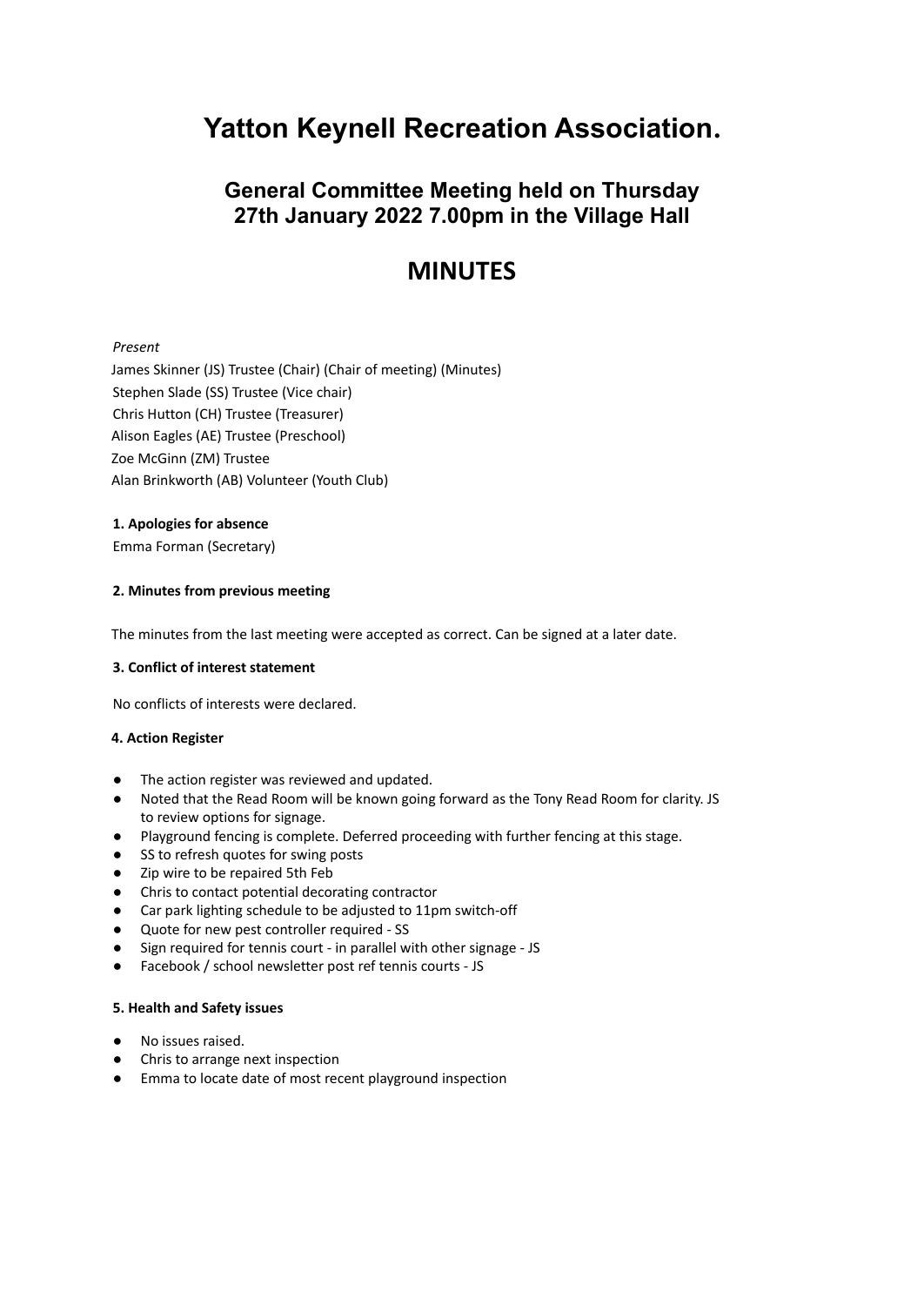# Yatton Keynell Recreation Association.

## General Committee Meeting held on Thursday 27th January 2022 7.00pm in the Village Hall

# MINUTES

*Present*

James Skinner (JS) Trustee (Chair) (Chair of meeting) (Minutes)
Stephen Slade (SS) Trustee (Vice chair)
Chris Hutton (CH) Trustee (Treasurer)
Alison Eagles (AE) Trustee (Preschool)
Zoe McGinn (ZM) Trustee
Alan Brinkworth (AB) Volunteer (Youth Club)

**1. Apologies for absence**

Emma Forman (Secretary)

**2. Minutes from previous meeting**

The minutes from the last meeting were accepted as correct. Can be signed at a later date.

**3. Conflict of interest statement**

No conflicts of interests were declared.

**4. Action Register**

- The action register was reviewed and updated.
- Noted that the Read Room will be known going forward as the Tony Read Room for clarity. JS to review options for signage.
- Playground fencing is complete. Deferred proceeding with further fencing at this stage.
- SS to refresh quotes for swing posts
- Zip wire to be repaired 5th Feb
- Chris to contact potential decorating contractor
- Car park lighting schedule to be adjusted to 11pm switch-off
- Quote for new pest controller required - SS
- Sign required for tennis court - in parallel with other signage - JS
- Facebook / school newsletter post ref tennis courts - JS

**5. Health and Safety issues**

- No issues raised.
- Chris to arrange next inspection
- Emma to locate date of most recent playground inspection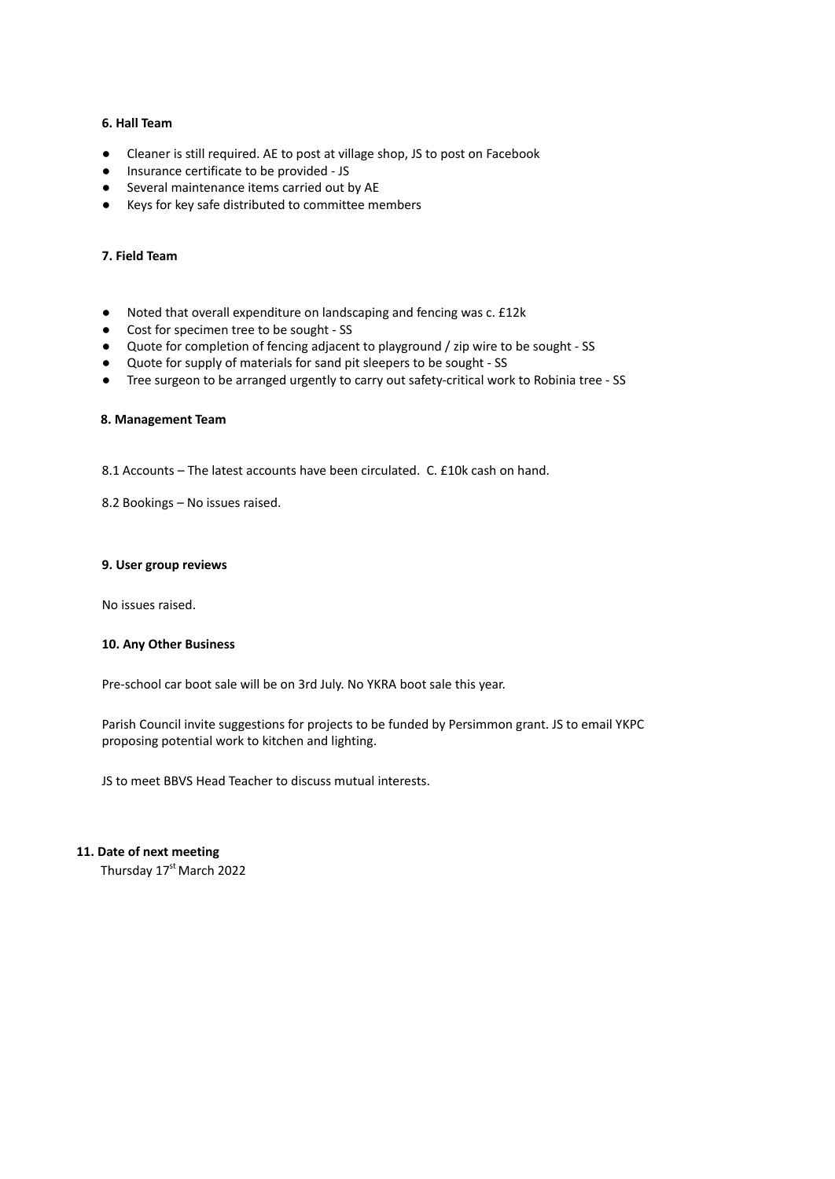**6. Hall Team**

- Cleaner is still required. AE to post at village shop, JS to post on Facebook
- Insurance certificate to be provided - JS
- Several maintenance items carried out by AE
- Keys for key safe distributed to committee members

**7. Field Team**

- Noted that overall expenditure on landscaping and fencing was c. £12k
- Cost for specimen tree to be sought - SS
- Quote for completion of fencing adjacent to playground / zip wire to be sought - SS
- Quote for supply of materials for sand pit sleepers to be sought - SS
- Tree surgeon to be arranged urgently to carry out safety-critical work to Robinia tree - SS

**8. Management Team**

8.1 Accounts – The latest accounts have been circulated. C. £10k cash on hand.

8.2 Bookings – No issues raised.

**9. User group reviews**

No issues raised.

**10. Any Other Business**

Pre-school car boot sale will be on 3rd July. No YKRA boot sale this year.

Parish Council invite suggestions for projects to be funded by Persimmon grant. JS to email YKPC proposing potential work to kitchen and lighting.

JS to meet BBVS Head Teacher to discuss mutual interests.

**11. Date of next meeting**

Thursday 17st March 2022